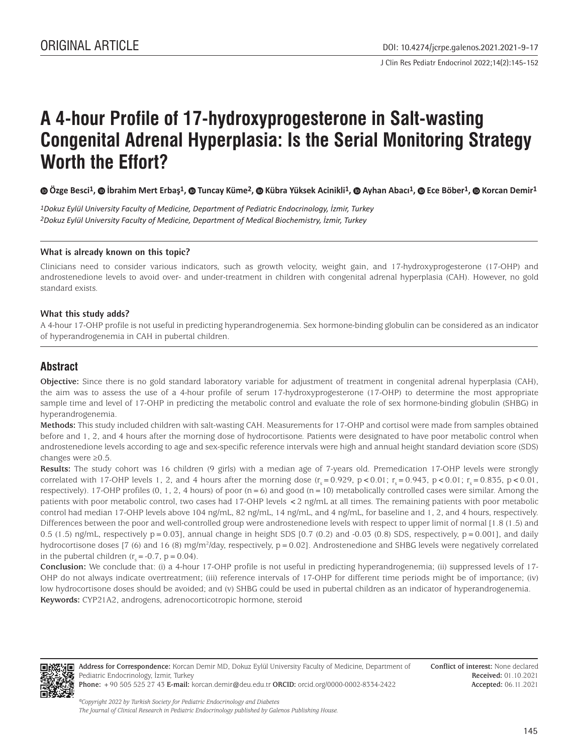ORIGINAL ARTICLE

DOI: 10.4274/jcrpe.galenos.2021.2021-9-17

# A 4-hour Profile of 17-hydroxyprogesterone in Salt-wasting Congenital Adrenal Hyperplasia: Is the Serial Monitoring Strategy Worth the Effort?

Özge Besci[1], İbrahim Mert Erbaş[1], Tuncay Küme[2], Kübra Yüksek Acinikli[1], Ayhan Abacı[1], Ece Böber[1], Korcan Demir[1]

*[1]Dokuz Eylül University Faculty of Medicine, Department of Pediatric Endocrinology, İzmir, Turkey*
*[2]Dokuz Eylül University Faculty of Medicine, Department of Medical Biochemistry, İzmir, Turkey*

### What is already known on this topic?

Clinicians need to consider various indicators, such as growth velocity, weight gain, and 17-hydroxyprogesterone (17-OHP) and androstenedione levels to avoid over- and under-treatment in children with congenital adrenal hyperplasia (CAH). However, no gold standard exists.

### What this study adds?

A 4-hour 17-OHP profile is not useful in predicting hyperandrogenemia. Sex hormone-binding globulin can be considered as an indicator of hyperandrogenemia in CAH in pubertal children.

## Abstract

**Objective:** Since there is no gold standard laboratory variable for adjustment of treatment in congenital adrenal hyperplasia (CAH), the aim was to assess the use of a 4-hour profile of serum 17-hydroxyprogesterone (17-OHP) to determine the most appropriate sample time and level of 17-OHP in predicting the metabolic control and evaluate the role of sex hormone-binding globulin (SHBG) in hyperandrogenemia.

**Methods:** This study included children with salt-wasting CAH. Measurements for 17-OHP and cortisol were made from samples obtained before and 1, 2, and 4 hours after the morning dose of hydrocortisone. Patients were designated to have poor metabolic control when androstenedione levels according to age and sex-specific reference intervals were high and annual height standard deviation score (SDS) changes were ≥0.5.

**Results:** The study cohort was 16 children (9 girls) with a median age of 7-years old. Premedication 17-OHP levels were strongly correlated with 17-OHP levels 1, 2, and 4 hours after the morning dose ($r_s = 0.929$, $p < 0.01$; $r_s = 0.943$, $p < 0.01$; $r_s = 0.835$, $p < 0.01$, respectively). 17-OHP profiles (0, 1, 2, 4 hours) of poor (n = 6) and good (n = 10) metabolically controlled cases were similar. Among the patients with poor metabolic control, two cases had 17-OHP levels < 2 ng/mL at all times. The remaining patients with poor metabolic control had median 17-OHP levels above 104 ng/mL, 82 ng/mL, 14 ng/mL, and 4 ng/mL, for baseline and 1, 2, and 4 hours, respectively. Differences between the poor and well-controlled group were androstenedione levels with respect to upper limit of normal [1.8 (1.5) and 0.5 (1.5) ng/mL, respectively p = 0.03], annual change in height SDS [0.7 (0.2) and -0.03 (0.8) SDS, respectively, p = 0.001], and daily hydrocortisone doses [7 (6) and 16 (8) mg/m$^2$/day, respectively, p = 0.02]. Androstenedione and SHBG levels were negatively correlated in the pubertal children ($r_s = -0.7$, $p = 0.04$).

**Conclusion:** We conclude that: (i) a 4-hour 17-OHP profile is not useful in predicting hyperandrogenemia; (ii) suppressed levels of 17-OHP do not always indicate overtreatment; (iii) reference intervals of 17-OHP for different time periods might be of importance; (iv) low hydrocortisone doses should be avoided; and (v) SHBG could be used in pubertal children as an indicator of hyperandrogenemia.

**Keywords:** CYP21A2, androgens, adrenocorticotropic hormone, steroid

**Address for Correspondence:** Korcan Demir MD, Dokuz Eylül University Faculty of Medicine, Department of Pediatric Endocrinology, İzmir, Turkey
**Phone:** +90 505 525 27 43 **E-mail:** korcan.demir@deu.edu.tr **ORCID:** orcid.org/0000-0002-8334-2422

**Conflict of interest:** None declared
**Received:** 01.10.2021
**Accepted:** 06.11.2021

*©Copyright 2022 by Turkish Society for Pediatric Endocrinology and Diabetes*
*The Journal of Clinical Research in Pediatric Endocrinology published by Galenos Publishing House.*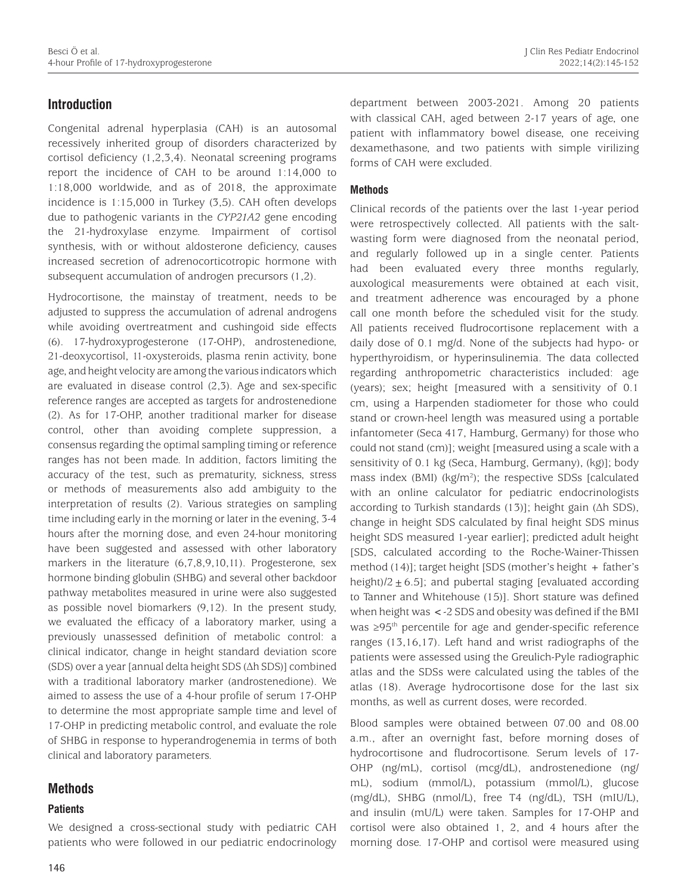## Introduction

Congenital adrenal hyperplasia (CAH) is an autosomal recessively inherited group of disorders characterized by cortisol deficiency (1,2,3,4). Neonatal screening programs report the incidence of CAH to be around 1:14,000 to 1:18,000 worldwide, and as of 2018, the approximate incidence is 1:15,000 in Turkey (3,5). CAH often develops due to pathogenic variants in the *CYP21A2* gene encoding the 21-hydroxylase enzyme. Impairment of cortisol synthesis, with or without aldosterone deficiency, causes increased secretion of adrenocorticotropic hormone with subsequent accumulation of androgen precursors (1,2).

Hydrocortisone, the mainstay of treatment, needs to be adjusted to suppress the accumulation of adrenal androgens while avoiding overtreatment and cushingoid side effects (6). 17-hydroxyprogesterone (17-OHP), androstenedione, 21-deoxycortisol, 11-oxysteroids, plasma renin activity, bone age, and height velocity are among the various indicators which are evaluated in disease control (2,3). Age and sex-specific reference ranges are accepted as targets for androstenedione (2). As for 17-OHP, another traditional marker for disease control, other than avoiding complete suppression, a consensus regarding the optimal sampling timing or reference ranges has not been made. In addition, factors limiting the accuracy of the test, such as prematurity, sickness, stress or methods of measurements also add ambiguity to the interpretation of results (2). Various strategies on sampling time including early in the morning or later in the evening, 3-4 hours after the morning dose, and even 24-hour monitoring have been suggested and assessed with other laboratory markers in the literature (6,7,8,9,10,11). Progesterone, sex hormone binding globulin (SHBG) and several other backdoor pathway metabolites measured in urine were also suggested as possible novel biomarkers (9,12). In the present study, we evaluated the efficacy of a laboratory marker, using a previously unassessed definition of metabolic control: a clinical indicator, change in height standard deviation score (SDS) over a year [annual delta height SDS (Δh SDS)] combined with a traditional laboratory marker (androstenedione). We aimed to assess the use of a 4-hour profile of serum 17-OHP to determine the most appropriate sample time and level of 17-OHP in predicting metabolic control, and evaluate the role of SHBG in response to hyperandrogenemia in terms of both clinical and laboratory parameters.

## Methods

### Patients

We designed a cross-sectional study with pediatric CAH patients who were followed in our pediatric endocrinology department between 2003-2021. Among 20 patients with classical CAH, aged between 2-17 years of age, one patient with inflammatory bowel disease, one receiving dexamethasone, and two patients with simple virilizing forms of CAH were excluded.

### Methods

Clinical records of the patients over the last 1-year period were retrospectively collected. All patients with the salt-wasting form were diagnosed from the neonatal period, and regularly followed up in a single center. Patients had been evaluated every three months regularly, auxological measurements were obtained at each visit, and treatment adherence was encouraged by a phone call one month before the scheduled visit for the study. All patients received fludrocortisone replacement with a daily dose of 0.1 mg/d. None of the subjects had hypo- or hyperthyroidism, or hyperinsulinemia. The data collected regarding anthropometric characteristics included: age (years); sex; height [measured with a sensitivity of 0.1 cm, using a Harpenden stadiometer for those who could stand or crown-heel length was measured using a portable infantometer (Seca 417, Hamburg, Germany) for those who could not stand (cm)]; weight [measured using a scale with a sensitivity of 0.1 kg (Seca, Hamburg, Germany), (kg)]; body mass index (BMI) (kg/m$^2$); the respective SDSs [calculated with an online calculator for pediatric endocrinologists according to Turkish standards (13)]; height gain (Δh SDS), change in height SDS calculated by final height SDS minus height SDS measured 1-year earlier]; predicted adult height [SDS, calculated according to the Roche-Wainer-Thissen method (14)]; target height [SDS (mother's height + father's height)/2 ± 6.5]; and pubertal staging [evaluated according to Tanner and Whitehouse (15)]. Short stature was defined when height was <-2 SDS and obesity was defined if the BMI was ≥95$^{th}$ percentile for age and gender-specific reference ranges (13,16,17). Left hand and wrist radiographs of the patients were assessed using the Greulich-Pyle radiographic atlas and the SDSs were calculated using the tables of the atlas (18). Average hydrocortisone dose for the last six months, as well as current doses, were recorded.

Blood samples were obtained between 07.00 and 08.00 a.m., after an overnight fast, before morning doses of hydrocortisone and fludrocortisone. Serum levels of 17-OHP (ng/mL), cortisol (mcg/dL), androstenedione (ng/mL), sodium (mmol/L), potassium (mmol/L), glucose (mg/dL), SHBG (nmol/L), free T4 (ng/dL), TSH (mIU/L), and insulin (mU/L) were taken. Samples for 17-OHP and cortisol were also obtained 1, 2, and 4 hours after the morning dose. 17-OHP and cortisol were measured using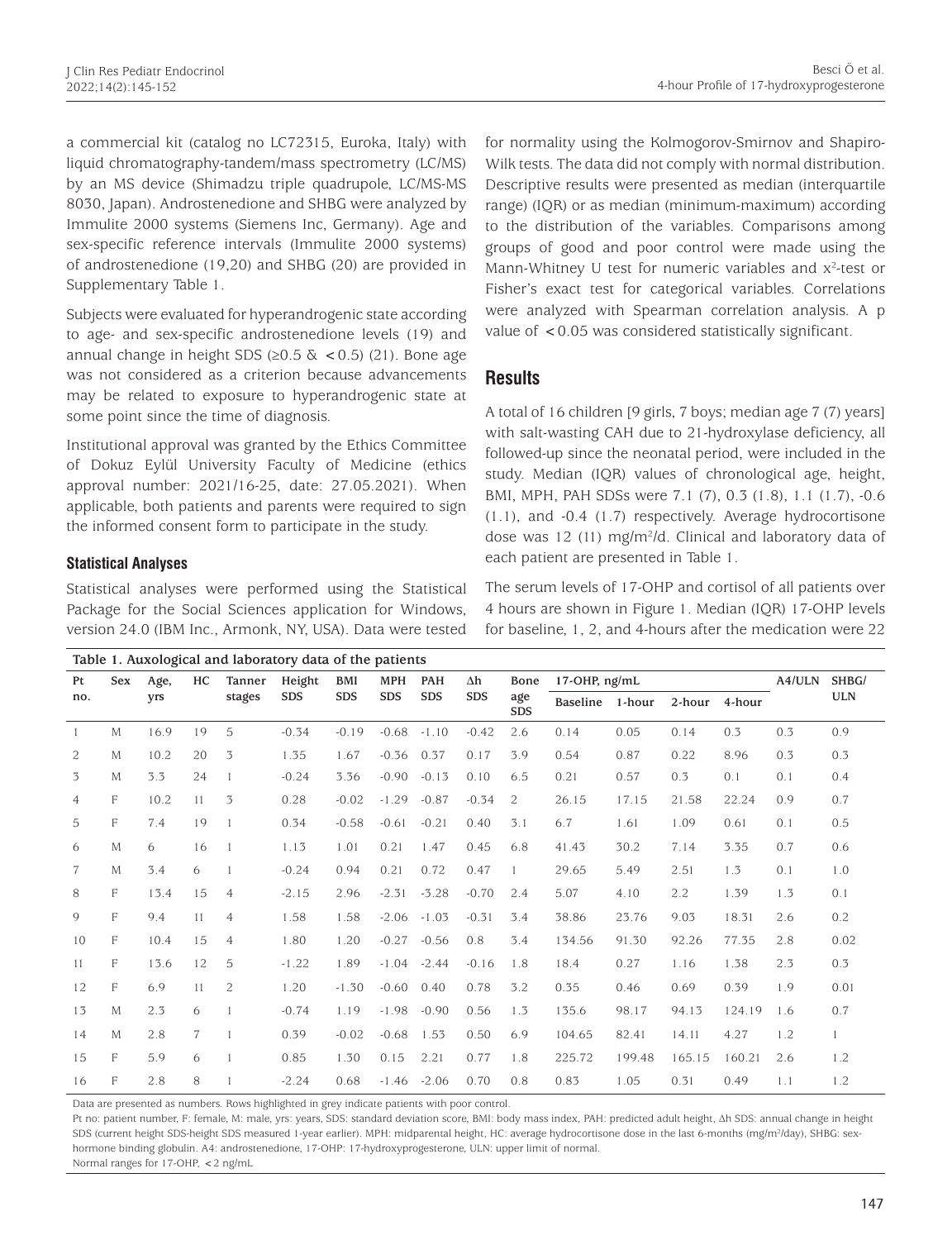a commercial kit (catalog no LC72315, Euroka, Italy) with liquid chromatography-tandem/mass spectrometry (LC/MS) by an MS device (Shimadzu triple quadrupole, LC/MS-MS 8030, Japan). Androstenedione and SHBG were analyzed by Immulite 2000 systems (Siemens Inc, Germany). Age and sex-specific reference intervals (Immulite 2000 systems) of androstenedione (19,20) and SHBG (20) are provided in Supplementary Table 1.

Subjects were evaluated for hyperandrogenic state according to age- and sex-specific androstenedione levels (19) and annual change in height SDS (≥0.5 & <0.5) (21). Bone age was not considered as a criterion because advancements may be related to exposure to hyperandrogenic state at some point since the time of diagnosis.

Institutional approval was granted by the Ethics Committee of Dokuz Eylül University Faculty of Medicine (ethics approval number: 2021/16-25, date: 27.05.2021). When applicable, both patients and parents were required to sign the informed consent form to participate in the study.

### Statistical Analyses

Statistical analyses were performed using the Statistical Package for the Social Sciences application for Windows, version 24.0 (IBM Inc., Armonk, NY, USA). Data were tested for normality using the Kolmogorov-Smirnov and Shapiro-Wilk tests. The data did not comply with normal distribution. Descriptive results were presented as median (interquartile range) (IQR) or as median (minimum-maximum) according to the distribution of the variables. Comparisons among groups of good and poor control were made using the Mann-Whitney U test for numeric variables and $x^2$-test or Fisher's exact test for categorical variables. Correlations were analyzed with Spearman correlation analysis. A p value of <0.05 was considered statistically significant.

## Results

A total of 16 children [9 girls, 7 boys; median age 7 (7) years] with salt-wasting CAH due to 21-hydroxylase deficiency, all followed-up since the neonatal period, were included in the study. Median (IQR) values of chronological age, height, BMI, MPH, PAH SDSs were 7.1 (7), 0.3 (1.8), 1.1 (1.7), -0.6 (1.1), and -0.4 (1.7) respectively. Average hydrocortisone dose was 12 (11) mg/m²/d. Clinical and laboratory data of each patient are presented in Table 1.

The serum levels of 17-OHP and cortisol of all patients over 4 hours are shown in Figure 1. Median (IQR) 17-OHP levels for baseline, 1, 2, and 4-hours after the medication were 22

**Table 1. Auxological and laboratory data of the patients**

| Pt no. | Sex | Age, yrs | HC | Tanner stages | Height SDS | BMI SDS | MPH SDS | PAH SDS | Δh SDS | Bone age SDS | 17-OHP, ng/mL | | | | A4/ULN | SHBG/ ULN |
|---|---|---|---|---|---|---|---|---|---|---|---|---|---|---|---|---|
| | | | | | | | | | | | Baseline | 1-hour | 2-hour | 4-hour | | |
| 1 | M | 16.9 | 19 | 5 | -0.34 | -0.19 | -0.68 | -1.10 | -0.42 | 2.6 | 0.14 | 0.05 | 0.14 | 0.3 | 0.3 | 0.9 |
| 2 | M | 10.2 | 20 | 3 | 1.35 | 1.67 | -0.36 | 0.37 | 0.17 | 3.9 | 0.54 | 0.87 | 0.22 | 8.96 | 0.3 | 0.3 |
| 3 | M | 3.3 | 24 | 1 | -0.24 | 3.36 | -0.90 | -0.13 | 0.10 | 6.5 | 0.21 | 0.57 | 0.3 | 0.1 | 0.1 | 0.4 |
| 4 | F | 10.2 | 11 | 3 | 0.28 | -0.02 | -1.29 | -0.87 | -0.34 | 2 | 26.15 | 17.15 | 21.58 | 22.24 | 0.9 | 0.7 |
| 5 | F | 7.4 | 19 | 1 | 0.34 | -0.58 | -0.61 | -0.21 | 0.40 | 3.1 | 6.7 | 1.61 | 1.09 | 0.61 | 0.1 | 0.5 |
| 6 | M | 6 | 16 | 1 | 1.13 | 1.01 | 0.21 | 1.47 | 0.45 | 6.8 | 41.43 | 30.2 | 7.14 | 3.35 | 0.7 | 0.6 |
| 7 | M | 3.4 | 6 | 1 | -0.24 | 0.94 | 0.21 | 0.72 | 0.47 | 1 | 29.65 | 5.49 | 2.51 | 1.3 | 0.1 | 1.0 |
| 8 | F | 13.4 | 15 | 4 | -2.15 | 2.96 | -2.31 | -3.28 | -0.70 | 2.4 | 5.07 | 4.10 | 2.2 | 1.39 | 1.3 | 0.1 |
| 9 | F | 9.4 | 11 | 4 | 1.58 | 1.58 | -2.06 | -1.03 | -0.31 | 3.4 | 38.86 | 23.76 | 9.03 | 18.31 | 2.6 | 0.2 |
| 10 | F | 10.4 | 15 | 4 | 1.80 | 1.20 | -0.27 | -0.56 | 0.8 | 3.4 | 134.56 | 91.30 | 92.26 | 77.35 | 2.8 | 0.02 |
| 11 | F | 13.6 | 12 | 5 | -1.22 | 1.89 | -1.04 | -2.44 | -0.16 | 1.8 | 18.4 | 0.27 | 1.16 | 1.38 | 2.3 | 0.3 |
| 12 | F | 6.9 | 11 | 2 | 1.20 | -1.30 | -0.60 | 0.40 | 0.78 | 3.2 | 0.35 | 0.46 | 0.69 | 0.39 | 1.9 | 0.01 |
| 13 | M | 2.3 | 6 | 1 | -0.74 | 1.19 | -1.98 | -0.90 | 0.56 | 1.3 | 135.6 | 98.17 | 94.13 | 124.19 | 1.6 | 0.7 |
| 14 | M | 2.8 | 7 | 1 | 0.39 | -0.02 | -0.68 | 1.53 | 0.50 | 6.9 | 104.65 | 82.41 | 14.11 | 4.27 | 1.2 | 1 |
| 15 | F | 5.9 | 6 | 1 | 0.85 | 1.30 | 0.15 | 2.21 | 0.77 | 1.8 | 225.72 | 199.48 | 165.15 | 160.21 | 2.6 | 1.2 |
| 16 | F | 2.8 | 8 | 1 | -2.24 | 0.68 | -1.46 | -2.06 | 0.70 | 0.8 | 0.83 | 1.05 | 0.31 | 0.49 | 1.1 | 1.2 |

Data are presented as numbers. Rows highlighted in grey indicate patients with poor control.

Pt no: patient number, F: female, M: male, yrs: years, SDS: standard deviation score, BMI: body mass index, PAH: predicted adult height, Δh SDS: annual change in height SDS (current height SDS-height SDS measured 1-year earlier). MPH: midparental height, HC: average hydrocortisone dose in the last 6-months (mg/m²/day), SHBG: sex-hormone binding globulin. A4: androstenedione, 17-OHP: 17-hydroxyprogesterone, ULN: upper limit of normal.

Normal ranges for 17-OHP, <2 ng/mL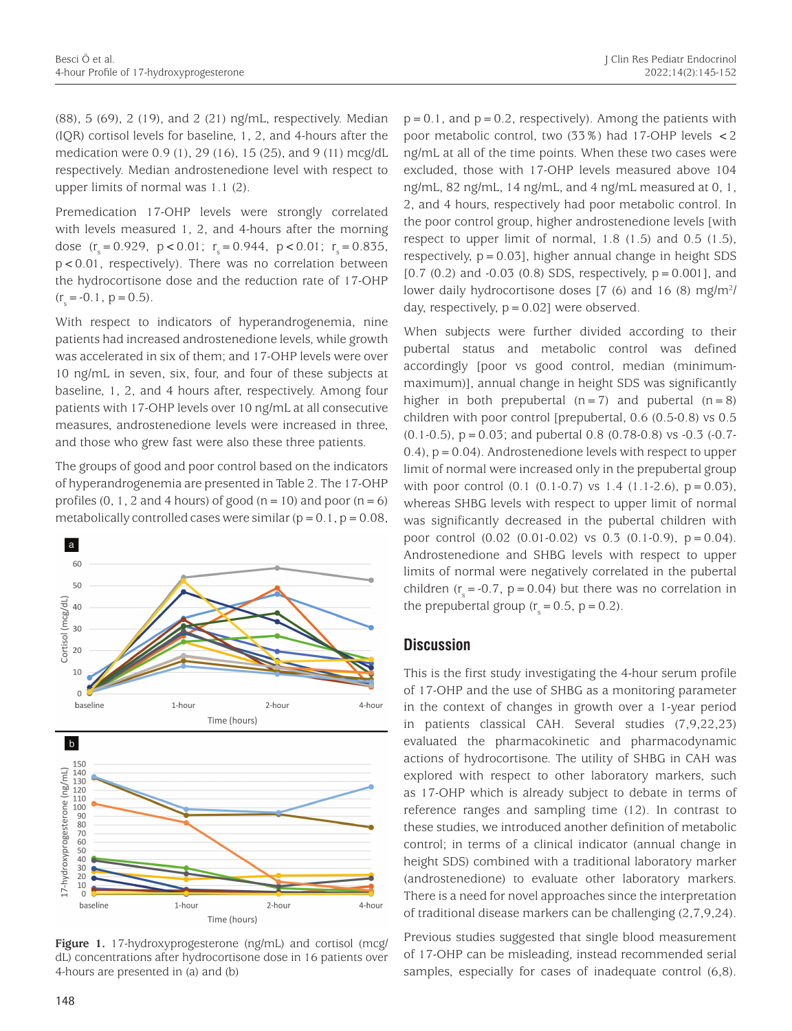(88), 5 (69), 2 (19), and 2 (21) ng/mL, respectively. Median (IQR) cortisol levels for baseline, 1, 2, and 4-hours after the medication were 0.9 (1), 29 (16), 15 (25), and 9 (11) mcg/dL respectively. Median androstenedione level with respect to upper limits of normal was 1.1 (2).

Premedication 17-OHP levels were strongly correlated with levels measured 1, 2, and 4-hours after the morning dose ($r_s$ = 0.929, p < 0.01; $r_s$ = 0.944, p < 0.01; $r_s$ = 0.835, p < 0.01, respectively). There was no correlation between the hydrocortisone dose and the reduction rate of 17-OHP ($r_s$ = -0.1, p = 0.5).

With respect to indicators of hyperandrogenemia, nine patients had increased androstenedione levels, while growth was accelerated in six of them; and 17-OHP levels were over 10 ng/mL in seven, six, four, and four of these subjects at baseline, 1, 2, and 4 hours after, respectively. Among four patients with 17-OHP levels over 10 ng/mL at all consecutive measures, androstenedione levels were increased in three, and those who grew fast were also these three patients.

The groups of good and poor control based on the indicators of hyperandrogenemia are presented in Table 2. The 17-OHP profiles (0, 1, 2 and 4 hours) of good (n = 10) and poor (n = 6) metabolically controlled cases were similar (p = 0.1, p = 0.08, p = 0.1, and p = 0.2, respectively). Among the patients with poor metabolic control, two (33%) had 17-OHP levels < 2 ng/mL at all of the time points. When these two cases were excluded, those with 17-OHP levels measured above 104 ng/mL, 82 ng/mL, 14 ng/mL, and 4 ng/mL measured at 0, 1, 2, and 4 hours, respectively had poor metabolic control. In the poor control group, higher androstenedione levels [with respect to upper limit of normal, 1.8 (1.5) and 0.5 (1.5), respectively, p = 0.03], higher annual change in height SDS [0.7 (0.2) and -0.03 (0.8) SDS, respectively, p = 0.001], and lower daily hydrocortisone doses [7 (6) and 16 (8) mg/m²/day, respectively, p = 0.02] were observed.

When subjects were further divided according to their pubertal status and metabolic control was defined accordingly [poor vs good control, median (minimum-maximum)], annual change in height SDS was significantly higher in both prepubertal (n = 7) and pubertal (n = 8) children with poor control [prepubertal, 0.6 (0.5-0.8) vs 0.5 (0.1-0.5), p = 0.03; and pubertal 0.8 (0.78-0.8) vs -0.3 (-0.7-0.4), p = 0.04). Androstenedione levels with respect to upper limit of normal were increased only in the prepubertal group with poor control (0.1 (0.1-0.7) vs 1.4 (1.1-2.6), p = 0.03), whereas SHBG levels with respect to upper limit of normal was significantly decreased in the pubertal children with poor control (0.02 (0.01-0.02) vs 0.3 (0.1-0.9), p = 0.04). Androstenedione and SHBG levels with respect to upper limits of normal were negatively correlated in the pubertal children ($r_s$ = -0.7, p = 0.04) but there was no correlation in the prepubertal group ($r_s$ = 0.5, p = 0.2).

**Figure 1.** 17-hydroxyprogesterone (ng/mL) and cortisol (mcg/dL) concentrations after hydrocortisone dose in 16 patients over 4-hours are presented in (a) and (b)

## Discussion

This is the first study investigating the 4-hour serum profile of 17-OHP and the use of SHBG as a monitoring parameter in the context of changes in growth over a 1-year period in patients classical CAH. Several studies (7,9,22,23) evaluated the pharmacokinetic and pharmacodynamic actions of hydrocortisone. The utility of SHBG in CAH was explored with respect to other laboratory markers, such as 17-OHP which is already subject to debate in terms of reference ranges and sampling time (12). In contrast to these studies, we introduced another definition of metabolic control; in terms of a clinical indicator (annual change in height SDS) combined with a traditional laboratory marker (androstenedione) to evaluate other laboratory markers. There is a need for novel approaches since the interpretation of traditional disease markers can be challenging (2,7,9,24).

Previous studies suggested that single blood measurement of 17-OHP can be misleading, instead recommended serial samples, especially for cases of inadequate control (6,8).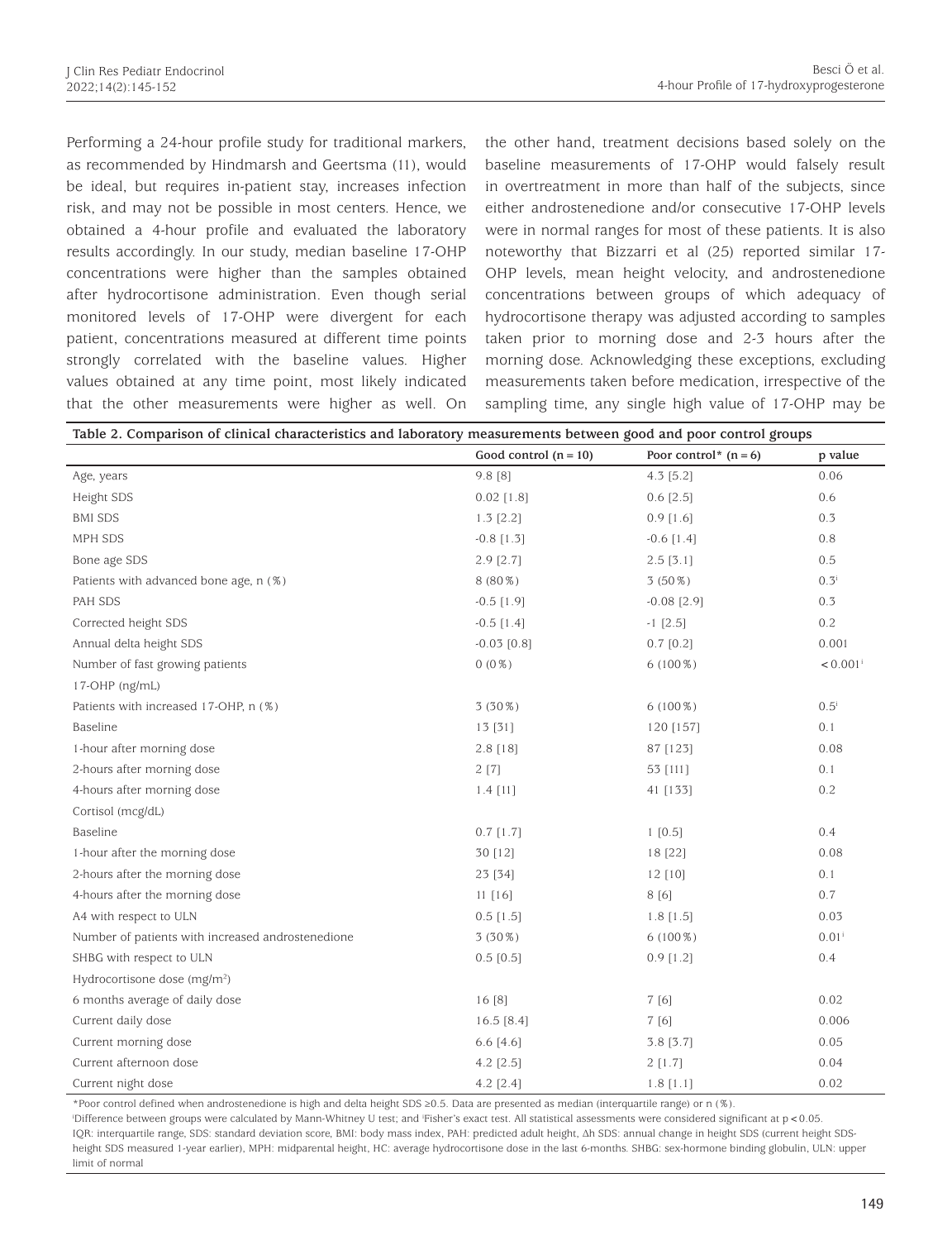Performing a 24-hour profile study for traditional markers, as recommended by Hindmarsh and Geertsma (11), would be ideal, but requires in-patient stay, increases infection risk, and may not be possible in most centers. Hence, we obtained a 4-hour profile and evaluated the laboratory results accordingly. In our study, median baseline 17-OHP concentrations were higher than the samples obtained after hydrocortisone administration. Even though serial monitored levels of 17-OHP were divergent for each patient, concentrations measured at different time points strongly correlated with the baseline values. Higher values obtained at any time point, most likely indicated that the other measurements were higher as well. On the other hand, treatment decisions based solely on the baseline measurements of 17-OHP would falsely result in overtreatment in more than half of the subjects, since either androstenedione and/or consecutive 17-OHP levels were in normal ranges for most of these patients. It is also noteworthy that Bizzarri et al (25) reported similar 17-OHP levels, mean height velocity, and androstenedione concentrations between groups of which adequacy of hydrocortisone therapy was adjusted according to samples taken prior to morning dose and 2-3 hours after the morning dose. Acknowledging these exceptions, excluding measurements taken before medication, irrespective of the sampling time, any single high value of 17-OHP may be

**Table 2. Comparison of clinical characteristics and laboratory measurements between good and poor control groups**

| | Good control (n = 10) | Poor control* (n = 6) | p value |
|---|---|---|---|
| Age, years | 9.8 [8] | 4.3 [5.2] | 0.06 |
| Height SDS | 0.02 [1.8] | 0.6 [2.5] | 0.6 |
| BMI SDS | 1.3 [2.2] | 0.9 [1.6] | 0.3 |
| MPH SDS | -0.8 [1.3] | -0.6 [1.4] | 0.8 |
| Bone age SDS | 2.9 [2.7] | 2.5 [3.1] | 0.5 |
| Patients with advanced bone age, n (%) | 8 (80%) | 3 (50%) | 0.3[ǂ] |
| PAH SDS | -0.5 [1.9] | -0.08 [2.9] | 0.3 |
| Corrected height SDS | -0.5 [1.4] | -1 [2.5] | 0.2 |
| Annual delta height SDS | -0.03 [0.8] | 0.7 [0.2] | 0.001 |
| Number of fast growing patients | 0 (0%) | 6 (100%) | < 0.001[ǂ] |
| 17-OHP (ng/mL) | | | |
| Patients with increased 17-OHP, n (%) | 3 (30%) | 6 (100%) | 0.5[ǂ] |
| Baseline | 13 [31] | 120 [157] | 0.1 |
| 1-hour after morning dose | 2.8 [18] | 87 [123] | 0.08 |
| 2-hours after morning dose | 2 [7] | 53 [111] | 0.1 |
| 4-hours after morning dose | 1.4 [11] | 41 [133] | 0.2 |
| Cortisol (mcg/dL) | | | |
| Baseline | 0.7 [1.7] | 1 [0.5] | 0.4 |
| 1-hour after the morning dose | 30 [12] | 18 [22] | 0.08 |
| 2-hours after the morning dose | 23 [34] | 12 [10] | 0.1 |
| 4-hours after the morning dose | 11 [16] | 8 [6] | 0.7 |
| A4 with respect to ULN | 0.5 [1.5] | 1.8 [1.5] | 0.03 |
| Number of patients with increased androstenedione | 3 (30%) | 6 (100%) | 0.01[ǂ] |
| SHBG with respect to ULN | 0.5 [0.5] | 0.9 [1.2] | 0.4 |
| Hydrocortisone dose (mg/m²) | | | |
| 6 months average of daily dose | 16 [8] | 7 [6] | 0.02 |
| Current daily dose | 16.5 [8.4] | 7 [6] | 0.006 |
| Current morning dose | 6.6 [4.6] | 3.8 [3.7] | 0.05 |
| Current afternoon dose | 4.2 [2.5] | 2 [1.7] | 0.04 |
| Current night dose | 4.2 [2.4] | 1.8 [1.1] | 0.02 |

*Poor control defined when androstenedione is high and delta height SDS ≥0.5. Data are presented as median (interquartile range) or n (%).

[ǂ]Difference between groups were calculated by Mann-Whitney U test; and [ǂ]Fisher's exact test. All statistical assessments were considered significant at $p < 0.05$.

IQR: interquartile range, SDS: standard deviation score, BMI: body mass index, PAH: predicted adult height, Δh SDS: annual change in height SDS (current height SDS-height SDS measured 1-year earlier), MPH: midparental height, HC: average hydrocortisone dose in the last 6-months. SHBG: sex-hormone binding globulin, ULN: upper limit of normal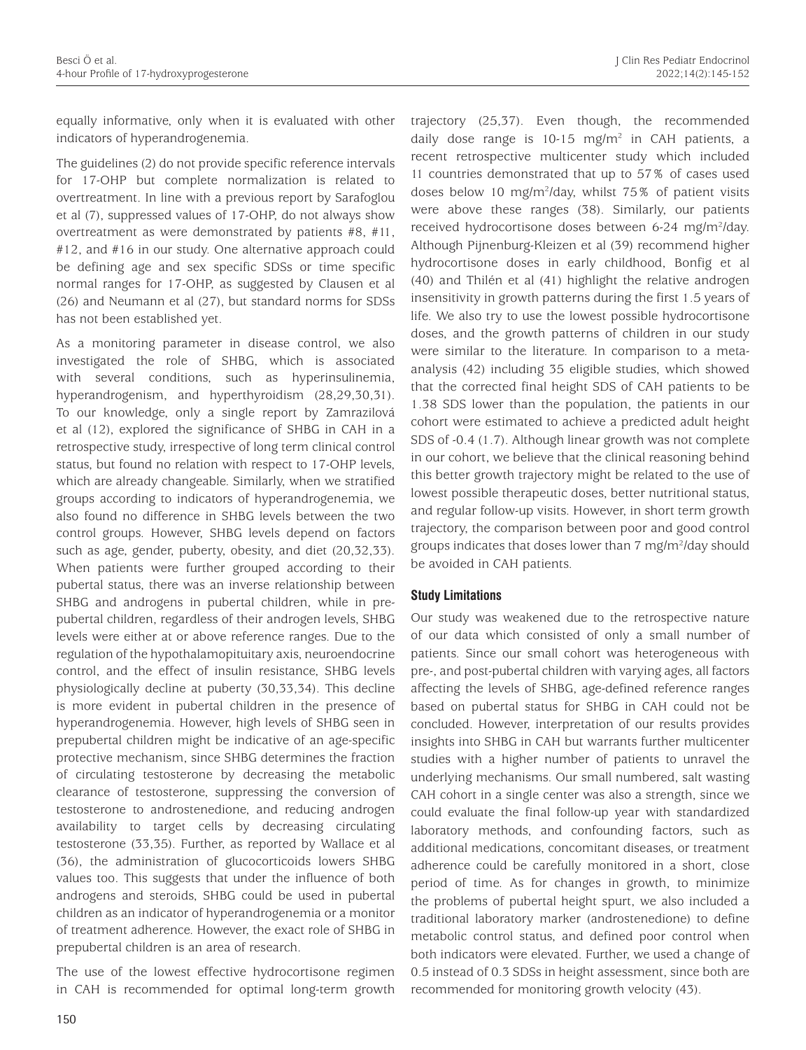equally informative, only when it is evaluated with other indicators of hyperandrogenemia.

The guidelines (2) do not provide specific reference intervals for 17-OHP but complete normalization is related to overtreatment. In line with a previous report by Sarafoglou et al (7), suppressed values of 17-OHP, do not always show overtreatment as were demonstrated by patients #8, #11, #12, and #16 in our study. One alternative approach could be defining age and sex specific SDSs or time specific normal ranges for 17-OHP, as suggested by Clausen et al (26) and Neumann et al (27), but standard norms for SDSs has not been established yet.

As a monitoring parameter in disease control, we also investigated the role of SHBG, which is associated with several conditions, such as hyperinsulinemia, hyperandrogenism, and hyperthyroidism (28,29,30,31). To our knowledge, only a single report by Zamrazilová et al (12), explored the significance of SHBG in CAH in a retrospective study, irrespective of long term clinical control status, but found no relation with respect to 17-OHP levels, which are already changeable. Similarly, when we stratified groups according to indicators of hyperandrogenemia, we also found no difference in SHBG levels between the two control groups. However, SHBG levels depend on factors such as age, gender, puberty, obesity, and diet (20,32,33). When patients were further grouped according to their pubertal status, there was an inverse relationship between SHBG and androgens in pubertal children, while in pre-pubertal children, regardless of their androgen levels, SHBG levels were either at or above reference ranges. Due to the regulation of the hypothalamopituitary axis, neuroendocrine control, and the effect of insulin resistance, SHBG levels physiologically decline at puberty (30,33,34). This decline is more evident in pubertal children in the presence of hyperandrogenemia. However, high levels of SHBG seen in prepubertal children might be indicative of an age-specific protective mechanism, since SHBG determines the fraction of circulating testosterone by decreasing the metabolic clearance of testosterone, suppressing the conversion of testosterone to androstenedione, and reducing androgen availability to target cells by decreasing circulating testosterone (33,35). Further, as reported by Wallace et al (36), the administration of glucocorticoids lowers SHBG values too. This suggests that under the influence of both androgens and steroids, SHBG could be used in pubertal children as an indicator of hyperandrogenemia or a monitor of treatment adherence. However, the exact role of SHBG in prepubertal children is an area of research.

The use of the lowest effective hydrocortisone regimen in CAH is recommended for optimal long-term growth trajectory (25,37). Even though, the recommended daily dose range is 10-15 mg/m$^2$ in CAH patients, a recent retrospective multicenter study which included 11 countries demonstrated that up to 57% of cases used doses below 10 mg/m$^2$/day, whilst 75% of patient visits were above these ranges (38). Similarly, our patients received hydrocortisone doses between 6-24 mg/m$^2$/day. Although Pijnenburg-Kleizen et al (39) recommend higher hydrocortisone doses in early childhood, Bonfig et al (40) and Thilén et al (41) highlight the relative androgen insensitivity in growth patterns during the first 1.5 years of life. We also try to use the lowest possible hydrocortisone doses, and the growth patterns of children in our study were similar to the literature. In comparison to a meta-analysis (42) including 35 eligible studies, which showed that the corrected final height SDS of CAH patients to be 1.38 SDS lower than the population, the patients in our cohort were estimated to achieve a predicted adult height SDS of -0.4 (1.7). Although linear growth was not complete in our cohort, we believe that the clinical reasoning behind this better growth trajectory might be related to the use of lowest possible therapeutic doses, better nutritional status, and regular follow-up visits. However, in short term growth trajectory, the comparison between poor and good control groups indicates that doses lower than 7 mg/m$^2$/day should be avoided in CAH patients.

### Study Limitations

Our study was weakened due to the retrospective nature of our data which consisted of only a small number of patients. Since our small cohort was heterogeneous with pre-, and post-pubertal children with varying ages, all factors affecting the levels of SHBG, age-defined reference ranges based on pubertal status for SHBG in CAH could not be concluded. However, interpretation of our results provides insights into SHBG in CAH but warrants further multicenter studies with a higher number of patients to unravel the underlying mechanisms. Our small numbered, salt wasting CAH cohort in a single center was also a strength, since we could evaluate the final follow-up year with standardized laboratory methods, and confounding factors, such as additional medications, concomitant diseases, or treatment adherence could be carefully monitored in a short, close period of time. As for changes in growth, to minimize the problems of pubertal height spurt, we also included a traditional laboratory marker (androstenedione) to define metabolic control status, and defined poor control when both indicators were elevated. Further, we used a change of 0.5 instead of 0.3 SDSs in height assessment, since both are recommended for monitoring growth velocity (43).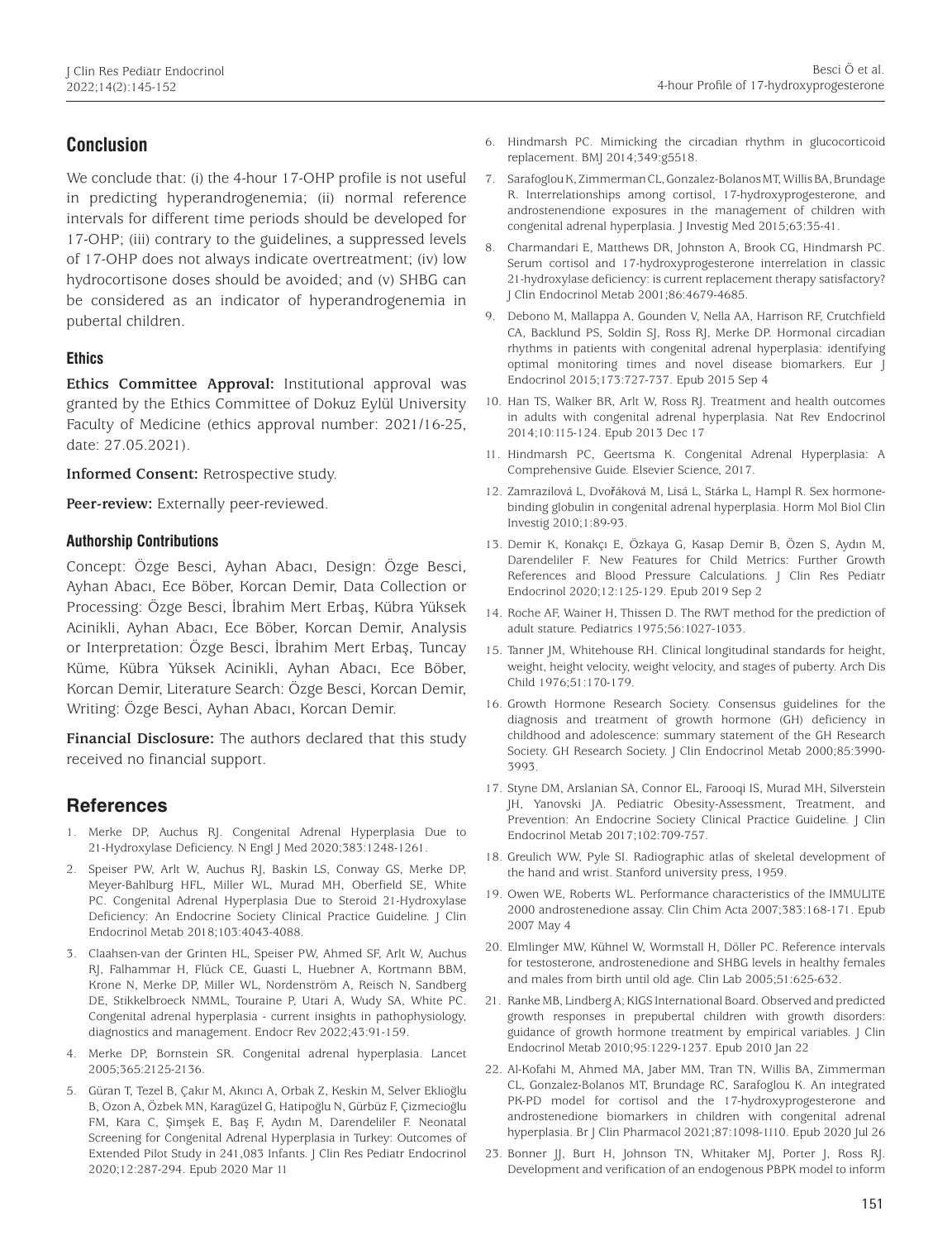## Conclusion

We conclude that: (i) the 4-hour 17-OHP profile is not useful in predicting hyperandrogenemia; (ii) normal reference intervals for different time periods should be developed for 17-OHP; (iii) contrary to the guidelines, a suppressed levels of 17-OHP does not always indicate overtreatment; (iv) low hydrocortisone doses should be avoided; and (v) SHBG can be considered as an indicator of hyperandrogenemia in pubertal children.

### Ethics

**Ethics Committee Approval:** Institutional approval was granted by the Ethics Committee of Dokuz Eylül University Faculty of Medicine (ethics approval number: 2021/16-25, date: 27.05.2021).

**Informed Consent:** Retrospective study.

**Peer-review:** Externally peer-reviewed.

### Authorship Contributions

Concept: Özge Besci, Ayhan Abacı, Design: Özge Besci, Ayhan Abacı, Ece Böber, Korcan Demir, Data Collection or Processing: Özge Besci, İbrahim Mert Erbaş, Kübra Yüksek Acinikli, Ayhan Abacı, Ece Böber, Korcan Demir, Analysis or Interpretation: Özge Besci, İbrahim Mert Erbaş, Tuncay Küme, Kübra Yüksek Acinikli, Ayhan Abacı, Ece Böber, Korcan Demir, Literature Search: Özge Besci, Korcan Demir, Writing: Özge Besci, Ayhan Abacı, Korcan Demir.

**Financial Disclosure:** The authors declared that this study received no financial support.

## References

1. Merke DP, Auchus RJ. Congenital Adrenal Hyperplasia Due to 21-Hydroxylase Deficiency. N Engl J Med 2020;383:1248-1261.
2. Speiser PW, Arlt W, Auchus RJ, Baskin LS, Conway GS, Merke DP, Meyer-Bahlburg HFL, Miller WL, Murad MH, Oberfield SE, White PC. Congenital Adrenal Hyperplasia Due to Steroid 21-Hydroxylase Deficiency: An Endocrine Society Clinical Practice Guideline. J Clin Endocrinol Metab 2018;103:4043-4088.
3. Claahsen-van der Grinten HL, Speiser PW, Ahmed SF, Arlt W, Auchus RJ, Falhammar H, Flück CE, Guasti L, Huebner A, Kortmann BBM, Krone N, Merke DP, Miller WL, Nordenström A, Reisch N, Sandberg DE, Stikkelbroeck NMML, Touraine P, Utari A, Wudy SA, White PC. Congenital adrenal hyperplasia - current insights in pathophysiology, diagnostics and management. Endocr Rev 2022;43:91-159.
4. Merke DP, Bornstein SR. Congenital adrenal hyperplasia. Lancet 2005;365:2125-2136.
5. Güran T, Tezel B, Çakır M, Akıncı A, Orbak Z, Keskin M, Selver Eklioğlu B, Ozon A, Özbek MN, Karagüzel G, Hatipoğlu N, Gürbüz F, Çizmecioğlu FM, Kara C, Şimşek E, Baş F, Aydın M, Darendeliler F. Neonatal Screening for Congenital Adrenal Hyperplasia in Turkey: Outcomes of Extended Pilot Study in 241,083 Infants. J Clin Res Pediatr Endocrinol 2020;12:287-294. Epub 2020 Mar 11
6. Hindmarsh PC. Mimicking the circadian rhythm in glucocorticoid replacement. BMJ 2014;349:g5518.
7. Sarafoglou K, Zimmerman CL, Gonzalez-Bolanos MT, Willis BA, Brundage R. Interrelationships among cortisol, 17-hydroxyprogesterone, and androstenendione exposures in the management of children with congenital adrenal hyperplasia. J Investig Med 2015;63:35-41.
8. Charmandari E, Matthews DR, Johnston A, Brook CG, Hindmarsh PC. Serum cortisol and 17-hydroxyprogesterone interrelation in classic 21-hydroxylase deficiency: is current replacement therapy satisfactory? J Clin Endocrinol Metab 2001;86:4679-4685.
9. Debono M, Mallappa A, Gounden V, Nella AA, Harrison RF, Crutchfield CA, Backlund PS, Soldin SJ, Ross RJ, Merke DP. Hormonal circadian rhythms in patients with congenital adrenal hyperplasia: identifying optimal monitoring times and novel disease biomarkers. Eur J Endocrinol 2015;173:727-737. Epub 2015 Sep 4
10. Han TS, Walker BR, Arlt W, Ross RJ. Treatment and health outcomes in adults with congenital adrenal hyperplasia. Nat Rev Endocrinol 2014;10:115-124. Epub 2013 Dec 17
11. Hindmarsh PC, Geertsma K. Congenital Adrenal Hyperplasia: A Comprehensive Guide. Elsevier Science, 2017.
12. Zamrazilová L, Dvořáková M, Lisá L, Stárka L, Hampl R. Sex hormone-binding globulin in congenital adrenal hyperplasia. Horm Mol Biol Clin Investig 2010;1:89-93.
13. Demir K, Konakçı E, Özkaya G, Kasap Demir B, Özen S, Aydın M, Darendeliler F. New Features for Child Metrics: Further Growth References and Blood Pressure Calculations. J Clin Res Pediatr Endocrinol 2020;12:125-129. Epub 2019 Sep 2
14. Roche AF, Wainer H, Thissen D. The RWT method for the prediction of adult stature. Pediatrics 1975;56:1027-1033.
15. Tanner JM, Whitehouse RH. Clinical longitudinal standards for height, weight, height velocity, weight velocity, and stages of puberty. Arch Dis Child 1976;51:170-179.
16. Growth Hormone Research Society. Consensus guidelines for the diagnosis and treatment of growth hormone (GH) deficiency in childhood and adolescence: summary statement of the GH Research Society. GH Research Society. J Clin Endocrinol Metab 2000;85:3990-3993.
17. Styne DM, Arslanian SA, Connor EL, Farooqi IS, Murad MH, Silverstein JH, Yanovski JA. Pediatric Obesity-Assessment, Treatment, and Prevention: An Endocrine Society Clinical Practice Guideline. J Clin Endocrinol Metab 2017;102:709-757.
18. Greulich WW, Pyle SI. Radiographic atlas of skeletal development of the hand and wrist. Stanford university press, 1959.
19. Owen WE, Roberts WL. Performance characteristics of the IMMULITE 2000 androstenedione assay. Clin Chim Acta 2007;383:168-171. Epub 2007 May 4
20. Elmlinger MW, Kühnel W, Wormstall H, Döller PC. Reference intervals for testosterone, androstenedione and SHBG levels in healthy females and males from birth until old age. Clin Lab 2005;51:625-632.
21. Ranke MB, Lindberg A; KIGS International Board. Observed and predicted growth responses in prepubertal children with growth disorders: guidance of growth hormone treatment by empirical variables. J Clin Endocrinol Metab 2010;95:1229-1237. Epub 2010 Jan 22
22. Al-Kofahi M, Ahmed MA, Jaber MM, Tran TN, Willis BA, Zimmerman CL, Gonzalez-Bolanos MT, Brundage RC, Sarafoglou K. An integrated PK-PD model for cortisol and the 17-hydroxyprogesterone and androstenedione biomarkers in children with congenital adrenal hyperplasia. Br J Clin Pharmacol 2021;87:1098-1110. Epub 2020 Jul 26
23. Bonner JJ, Burt H, Johnson TN, Whitaker MJ, Porter J, Ross RJ. Development and verification of an endogenous PBPK model to inform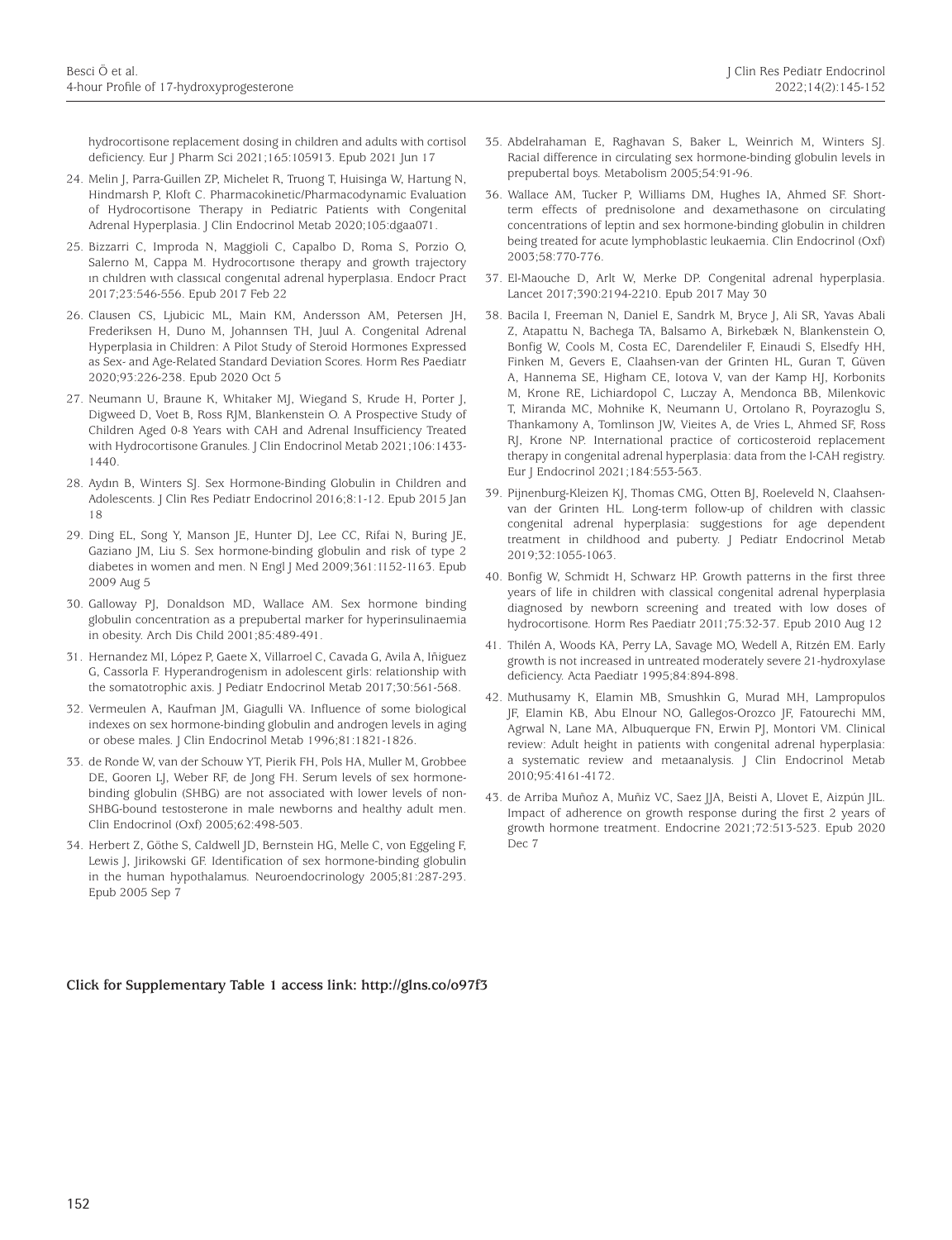hydrocortisone replacement dosing in children and adults with cortisol deficiency. Eur J Pharm Sci 2021;165:105913. Epub 2021 Jun 17

24. Melin J, Parra-Guillen ZP, Michelet R, Truong T, Huisinga W, Hartung N, Hindmarsh P, Kloft C. Pharmacokinetic/Pharmacodynamic Evaluation of Hydrocortisone Therapy in Pediatric Patients with Congenital Adrenal Hyperplasia. J Clin Endocrinol Metab 2020;105:dgaa071.
25. Bizzarri C, Improda N, Maggioli C, Capalbo D, Roma S, Porzio O, Salerno M, Cappa M. Hydrocortısone therapy and growth trajectory ın chıldren wıth classıcal congenıtal adrenal hyperplasıa. Endocr Pract 2017;23:546-556. Epub 2017 Feb 22
26. Clausen CS, Ljubicic ML, Main KM, Andersson AM, Petersen JH, Frederiksen H, Duno M, Johannsen TH, Juul A. Congenital Adrenal Hyperplasia in Children: A Pilot Study of Steroid Hormones Expressed as Sex- and Age-Related Standard Deviation Scores. Horm Res Paediatr 2020;93:226-238. Epub 2020 Oct 5
27. Neumann U, Braune K, Whitaker MJ, Wiegand S, Krude H, Porter J, Digweed D, Voet B, Ross RJM, Blankenstein O. A Prospective Study of Children Aged 0-8 Years with CAH and Adrenal Insufficiency Treated with Hydrocortisone Granules. J Clin Endocrinol Metab 2021;106:1433-1440.
28. Aydın B, Winters SJ. Sex Hormone-Binding Globulin in Children and Adolescents. J Clin Res Pediatr Endocrinol 2016;8:1-12. Epub 2015 Jan 18
29. Ding EL, Song Y, Manson JE, Hunter DJ, Lee CC, Rifai N, Buring JE, Gaziano JM, Liu S. Sex hormone-binding globulin and risk of type 2 diabetes in women and men. N Engl J Med 2009;361:1152-1163. Epub 2009 Aug 5
30. Galloway PJ, Donaldson MD, Wallace AM. Sex hormone binding globulin concentration as a prepubertal marker for hyperinsulinaemia in obesity. Arch Dis Child 2001;85:489-491.
31. Hernandez MI, López P, Gaete X, Villarroel C, Cavada G, Avila A, Iñiguez G, Cassorla F. Hyperandrogenism in adolescent girls: relationship with the somatotrophic axis. J Pediatr Endocrinol Metab 2017;30:561-568.
32. Vermeulen A, Kaufman JM, Giagulli VA. Influence of some biological indexes on sex hormone-binding globulin and androgen levels in aging or obese males. J Clin Endocrinol Metab 1996;81:1821-1826.
33. de Ronde W, van der Schouw YT, Pierik FH, Pols HA, Muller M, Grobbee DE, Gooren LJ, Weber RF, de Jong FH. Serum levels of sex hormone-binding globulin (SHBG) are not associated with lower levels of non-SHBG-bound testosterone in male newborns and healthy adult men. Clin Endocrinol (Oxf) 2005;62:498-503.
34. Herbert Z, Göthe S, Caldwell JD, Bernstein HG, Melle C, von Eggeling F, Lewis J, Jirikowski GF. Identification of sex hormone-binding globulin in the human hypothalamus. Neuroendocrinology 2005;81:287-293. Epub 2005 Sep 7
35. Abdelrahaman E, Raghavan S, Baker L, Weinrich M, Winters SJ. Racial difference in circulating sex hormone-binding globulin levels in prepubertal boys. Metabolism 2005;54:91-96.
36. Wallace AM, Tucker P, Williams DM, Hughes IA, Ahmed SF. Short-term effects of prednisolone and dexamethasone on circulating concentrations of leptin and sex hormone-binding globulin in children being treated for acute lymphoblastic leukaemia. Clin Endocrinol (Oxf) 2003;58:770-776.
37. El-Maouche D, Arlt W, Merke DP. Congenital adrenal hyperplasia. Lancet 2017;390:2194-2210. Epub 2017 May 30
38. Bacila I, Freeman N, Daniel E, Sandrk M, Bryce J, Ali SR, Yavas Abali Z, Atapattu N, Bachega TA, Balsamo A, Birkebæk N, Blankenstein O, Bonfig W, Cools M, Costa EC, Darendeliler F, Einaudi S, Elsedfy HH, Finken M, Gevers E, Claahsen-van der Grinten HL, Guran T, Güven A, Hannema SE, Higham CE, Iotova V, van der Kamp HJ, Korbonits M, Krone RE, Lichiardopol C, Luczay A, Mendonca BB, Milenkovic T, Miranda MC, Mohnike K, Neumann U, Ortolano R, Poyrazoglu S, Thankamony A, Tomlinson JW, Vieites A, de Vries L, Ahmed SF, Ross RJ, Krone NP. International practice of corticosteroid replacement therapy in congenital adrenal hyperplasia: data from the I-CAH registry. Eur J Endocrinol 2021;184:553-563.
39. Pijnenburg-Kleizen KJ, Thomas CMG, Otten BJ, Roeleveld N, Claahsen-van der Grinten HL. Long-term follow-up of children with classic congenital adrenal hyperplasia: suggestions for age dependent treatment in childhood and puberty. J Pediatr Endocrinol Metab 2019;32:1055-1063.
40. Bonfig W, Schmidt H, Schwarz HP. Growth patterns in the first three years of life in children with classical congenital adrenal hyperplasia diagnosed by newborn screening and treated with low doses of hydrocortisone. Horm Res Paediatr 2011;75:32-37. Epub 2010 Aug 12
41. Thilén A, Woods KA, Perry LA, Savage MO, Wedell A, Ritzén EM. Early growth is not increased in untreated moderately severe 21-hydroxylase deficiency. Acta Paediatr 1995;84:894-898.
42. Muthusamy K, Elamin MB, Smushkin G, Murad MH, Lampropulos JF, Elamin KB, Abu Elnour NO, Gallegos-Orozco JF, Fatourechi MM, Agrwal N, Lane MA, Albuquerque FN, Erwin PJ, Montori VM. Clinical review: Adult height in patients with congenital adrenal hyperplasia: a systematic review and metaanalysis. J Clin Endocrinol Metab 2010;95:4161-4172.
43. de Arriba Muñoz A, Muñiz VC, Saez JJA, Beisti A, Llovet E, Aizpún JIL. Impact of adherence on growth response during the first 2 years of growth hormone treatment. Endocrine 2021;72:513-523. Epub 2020 Dec 7

**Click for Supplementary Table 1 access link: http://glns.co/o97f3**